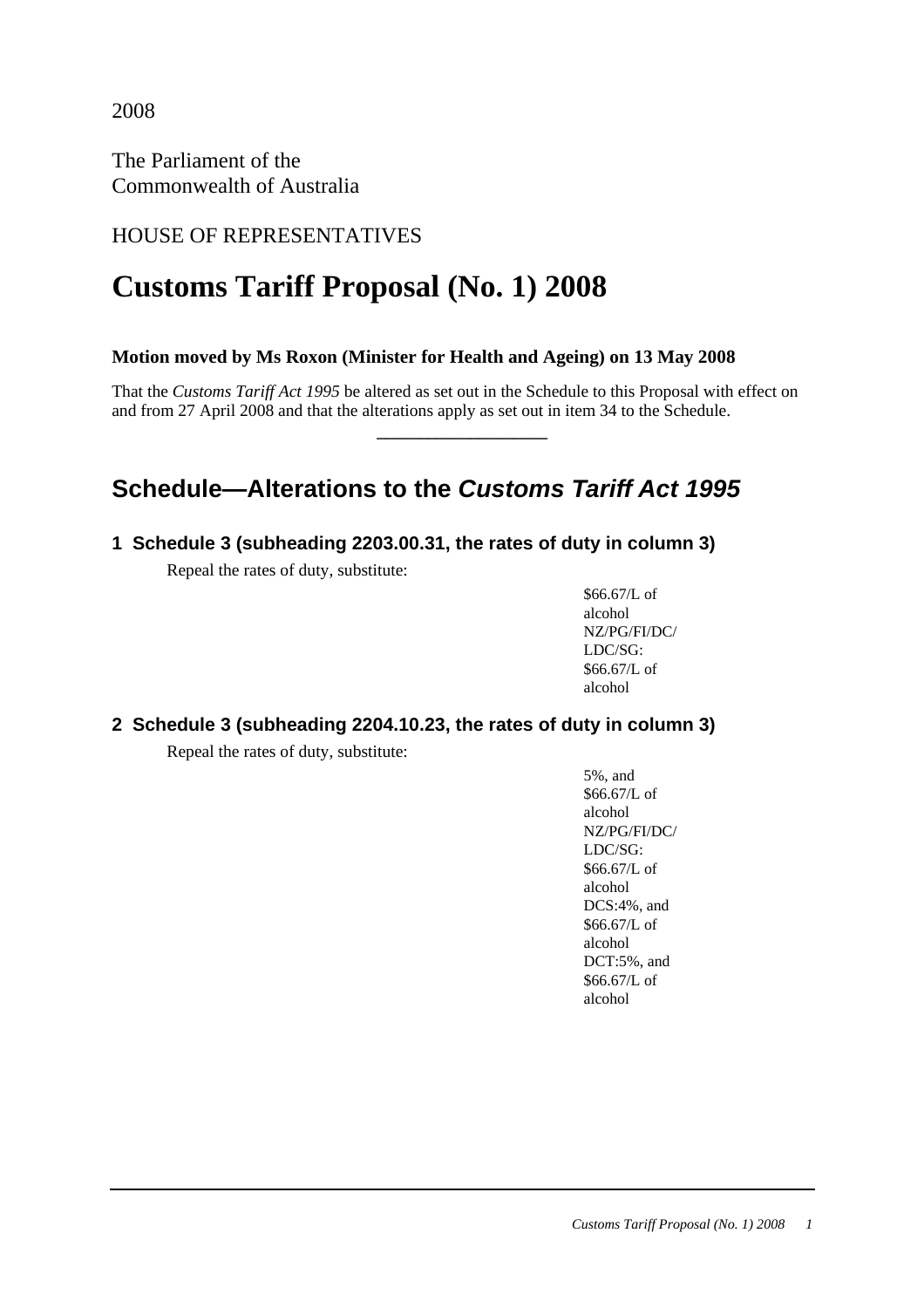2008

The Parliament of the
Commonwealth of Australia

HOUSE OF REPRESENTATIVES

# Customs Tariff Proposal (No. 1) 2008

**Motion moved by Ms Roxon (Minister for Health and Ageing) on 13 May 2008**

That the *Customs Tariff Act 1995* be altered as set out in the Schedule to this Proposal with effect on and from 27 April 2008 and that the alterations apply as set out in item 34 to the Schedule.

---

## Schedule—Alterations to the *Customs Tariff Act 1995*

### 1 Schedule 3 (subheading 2203.00.31, the rates of duty in column 3)

Repeal the rates of duty, substitute:

$66.67/L of alcohol
NZ/PG/FI/DC/LDC/SG: $66.67/L of alcohol

### 2 Schedule 3 (subheading 2204.10.23, the rates of duty in column 3)

Repeal the rates of duty, substitute:

5%, and $66.67/L of alcohol
NZ/PG/FI/DC/LDC/SG: $66.67/L of alcohol
DCS:4%, and $66.67/L of alcohol
DCT:5%, and $66.67/L of alcohol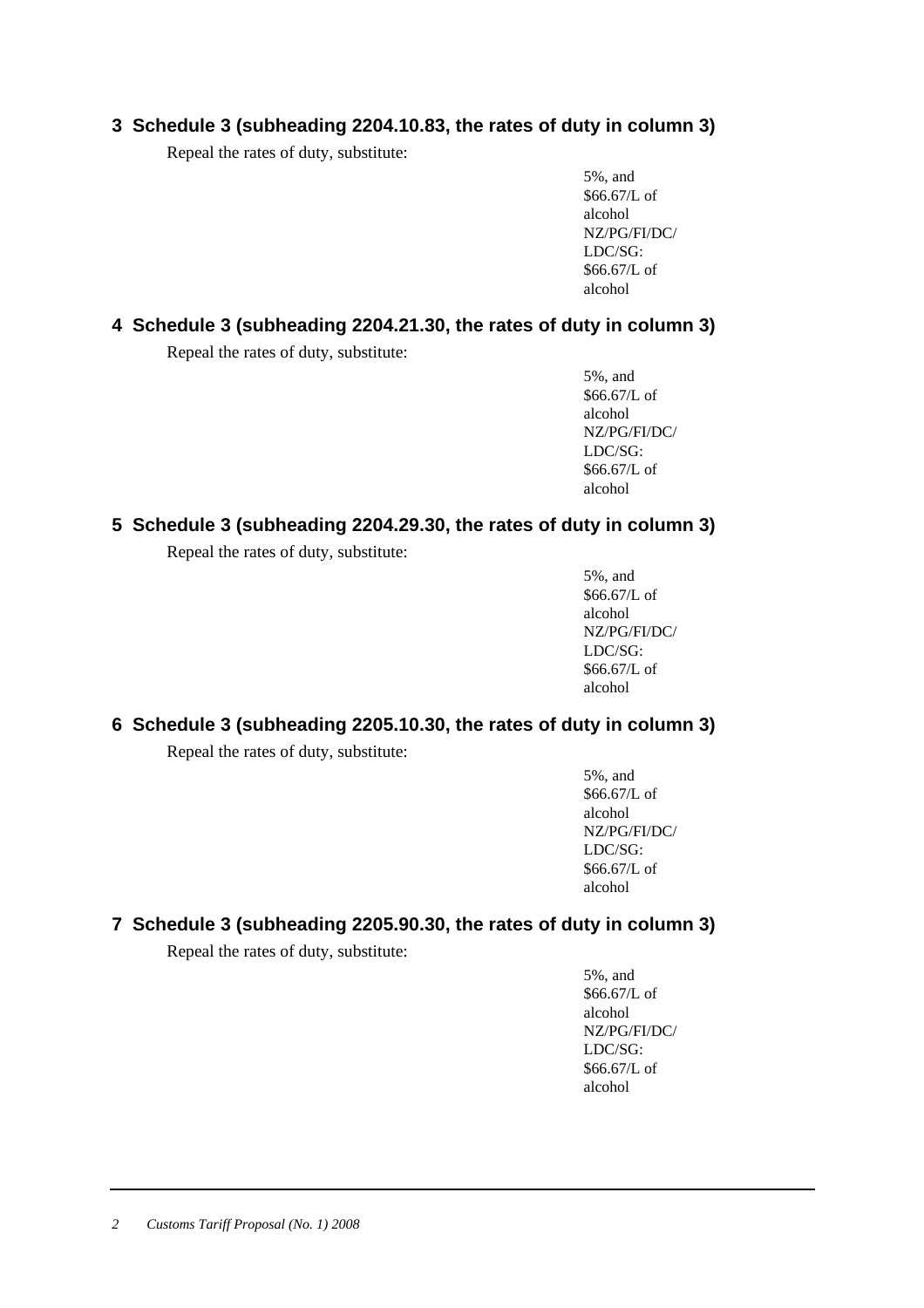## 3 Schedule 3 (subheading 2204.10.83, the rates of duty in column 3)

Repeal the rates of duty, substitute:

5%, and
$66.67/L of
alcohol
NZ/PG/FI/DC/
LDC/SG:
$66.67/L of
alcohol

## 4 Schedule 3 (subheading 2204.21.30, the rates of duty in column 3)

Repeal the rates of duty, substitute:

5%, and
$66.67/L of
alcohol
NZ/PG/FI/DC/
LDC/SG:
$66.67/L of
alcohol

## 5 Schedule 3 (subheading 2204.29.30, the rates of duty in column 3)

Repeal the rates of duty, substitute:

5%, and
$66.67/L of
alcohol
NZ/PG/FI/DC/
LDC/SG:
$66.67/L of
alcohol

## 6 Schedule 3 (subheading 2205.10.30, the rates of duty in column 3)

Repeal the rates of duty, substitute:

5%, and
$66.67/L of
alcohol
NZ/PG/FI/DC/
LDC/SG:
$66.67/L of
alcohol

## 7 Schedule 3 (subheading 2205.90.30, the rates of duty in column 3)

Repeal the rates of duty, substitute:

5%, and
$66.67/L of
alcohol
NZ/PG/FI/DC/
LDC/SG:
$66.67/L of
alcohol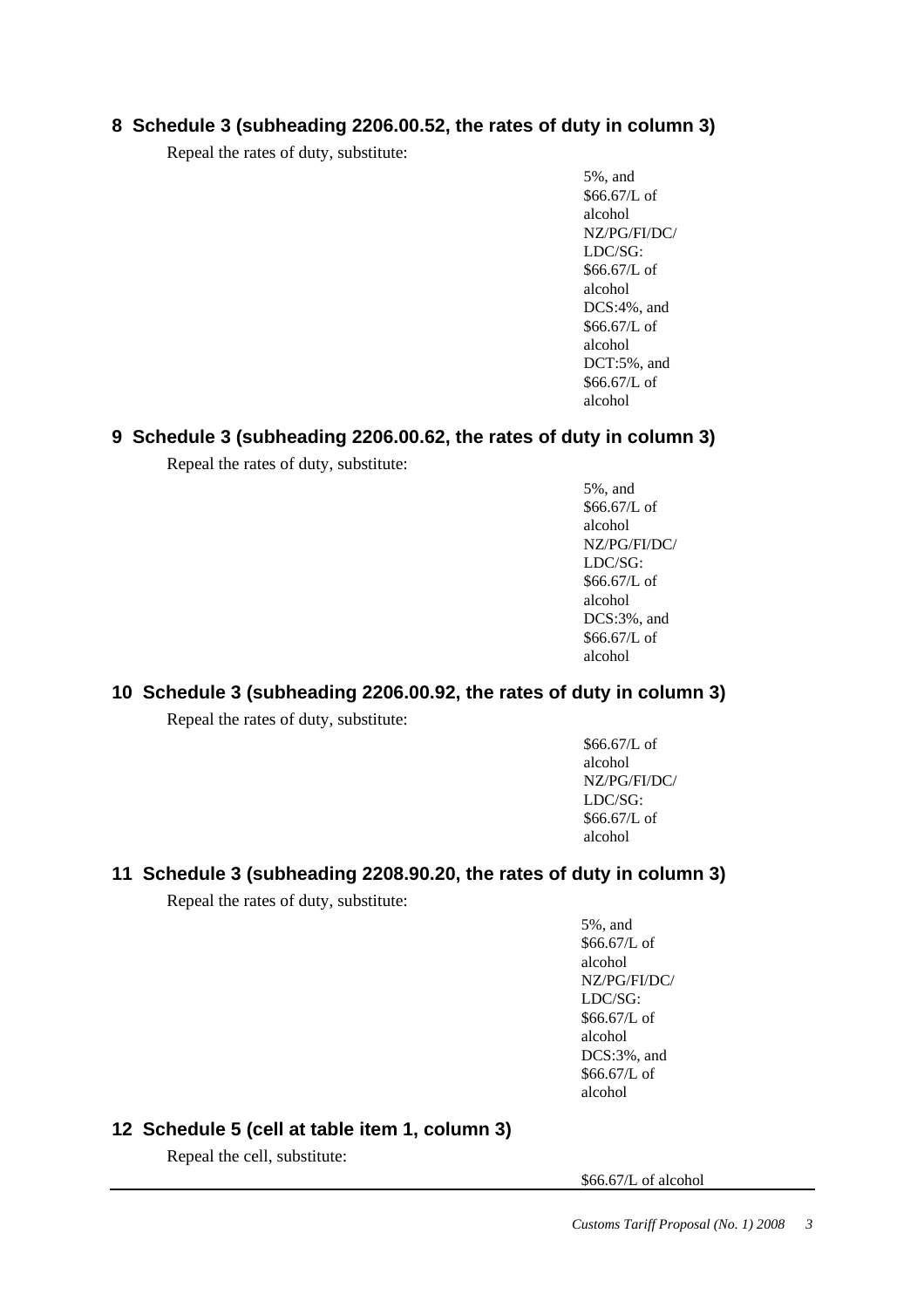## 8  Schedule 3 (subheading 2206.00.52, the rates of duty in column 3)

Repeal the rates of duty, substitute:

5%, and
$66.67/L of
alcohol
NZ/PG/FI/DC/
LDC/SG:
$66.67/L of
alcohol
DCS:4%, and
$66.67/L of
alcohol
DCT:5%, and
$66.67/L of
alcohol

## 9  Schedule 3 (subheading 2206.00.62, the rates of duty in column 3)

Repeal the rates of duty, substitute:

5%, and
$66.67/L of
alcohol
NZ/PG/FI/DC/
LDC/SG:
$66.67/L of
alcohol
DCS:3%, and
$66.67/L of
alcohol

## 10  Schedule 3 (subheading 2206.00.92, the rates of duty in column 3)

Repeal the rates of duty, substitute:

$66.67/L of
alcohol
NZ/PG/FI/DC/
LDC/SG:
$66.67/L of
alcohol

## 11  Schedule 3 (subheading 2208.90.20, the rates of duty in column 3)

Repeal the rates of duty, substitute:

5%, and
$66.67/L of
alcohol
NZ/PG/FI/DC/
LDC/SG:
$66.67/L of
alcohol
DCS:3%, and
$66.67/L of
alcohol

## 12  Schedule 5 (cell at table item 1, column 3)

Repeal the cell, substitute:

$66.67/L of alcohol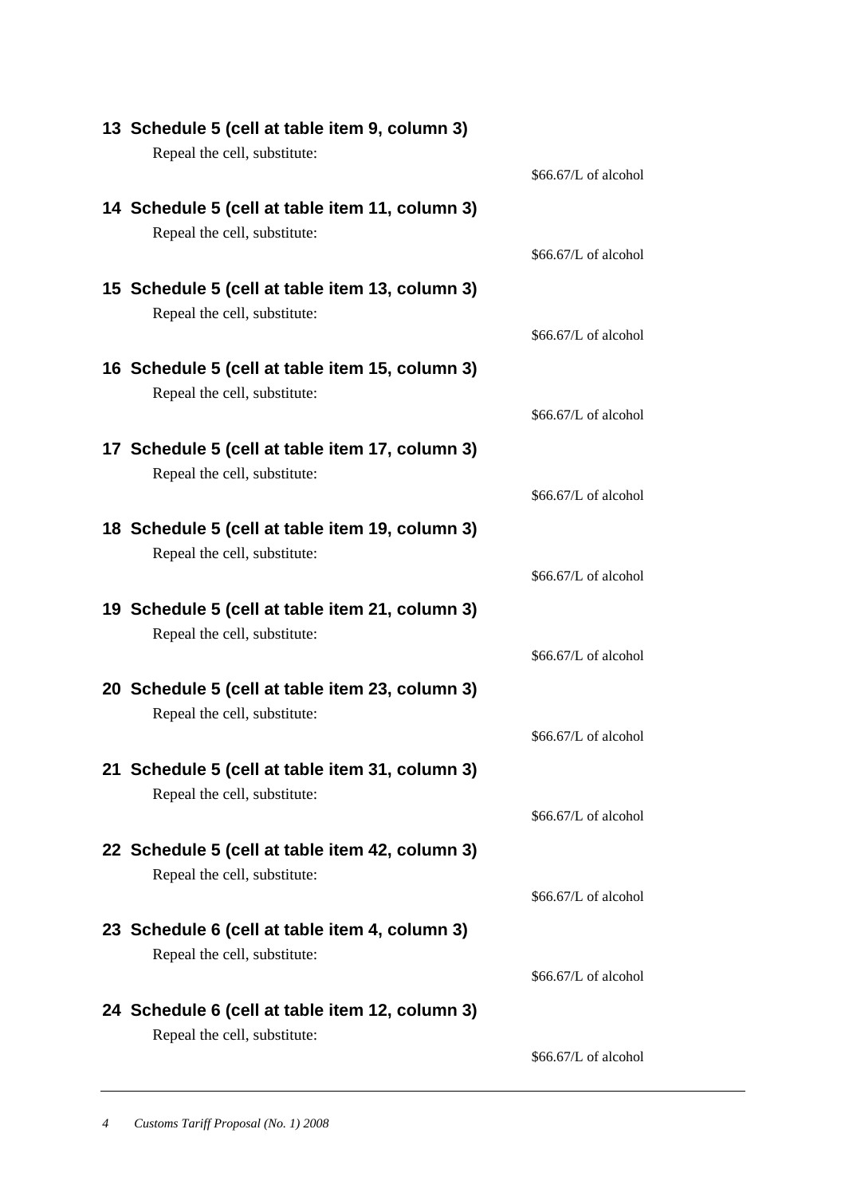### 13 Schedule 5 (cell at table item 9, column 3)

Repeal the cell, substitute:

$66.67/L of alcohol

### 14 Schedule 5 (cell at table item 11, column 3)

Repeal the cell, substitute:

$66.67/L of alcohol

### 15 Schedule 5 (cell at table item 13, column 3)

Repeal the cell, substitute:

$66.67/L of alcohol

### 16 Schedule 5 (cell at table item 15, column 3)

Repeal the cell, substitute:

$66.67/L of alcohol

### 17 Schedule 5 (cell at table item 17, column 3)

Repeal the cell, substitute:

$66.67/L of alcohol

### 18 Schedule 5 (cell at table item 19, column 3)

Repeal the cell, substitute:

$66.67/L of alcohol

### 19 Schedule 5 (cell at table item 21, column 3)

Repeal the cell, substitute:

$66.67/L of alcohol

### 20 Schedule 5 (cell at table item 23, column 3)

Repeal the cell, substitute:

$66.67/L of alcohol

### 21 Schedule 5 (cell at table item 31, column 3)

Repeal the cell, substitute:

$66.67/L of alcohol

### 22 Schedule 5 (cell at table item 42, column 3)

Repeal the cell, substitute:

$66.67/L of alcohol

### 23 Schedule 6 (cell at table item 4, column 3)

Repeal the cell, substitute:

$66.67/L of alcohol

### 24 Schedule 6 (cell at table item 12, column 3)

Repeal the cell, substitute:

$66.67/L of alcohol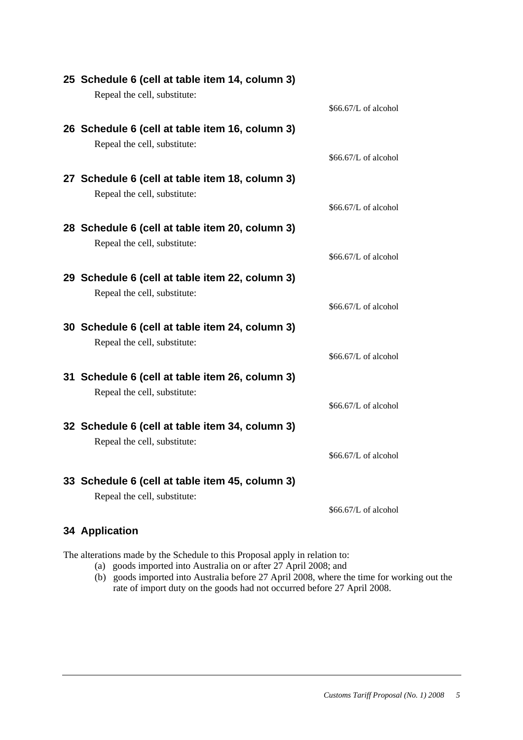## 25 Schedule 6 (cell at table item 14, column 3)

Repeal the cell, substitute:

$66.67/L of alcohol

## 26 Schedule 6 (cell at table item 16, column 3)

Repeal the cell, substitute:

$66.67/L of alcohol

## 27 Schedule 6 (cell at table item 18, column 3)

Repeal the cell, substitute:

$66.67/L of alcohol

## 28 Schedule 6 (cell at table item 20, column 3)

Repeal the cell, substitute:

$66.67/L of alcohol

## 29 Schedule 6 (cell at table item 22, column 3)

Repeal the cell, substitute:

$66.67/L of alcohol

## 30 Schedule 6 (cell at table item 24, column 3)

Repeal the cell, substitute:

$66.67/L of alcohol

## 31 Schedule 6 (cell at table item 26, column 3)

Repeal the cell, substitute:

$66.67/L of alcohol

## 32 Schedule 6 (cell at table item 34, column 3)

Repeal the cell, substitute:

$66.67/L of alcohol

## 33 Schedule 6 (cell at table item 45, column 3)

Repeal the cell, substitute:

$66.67/L of alcohol

## 34 Application

The alterations made by the Schedule to this Proposal apply in relation to:

(a) goods imported into Australia on or after 27 April 2008; and

(b) goods imported into Australia before 27 April 2008, where the time for working out the rate of import duty on the goods had not occurred before 27 April 2008.